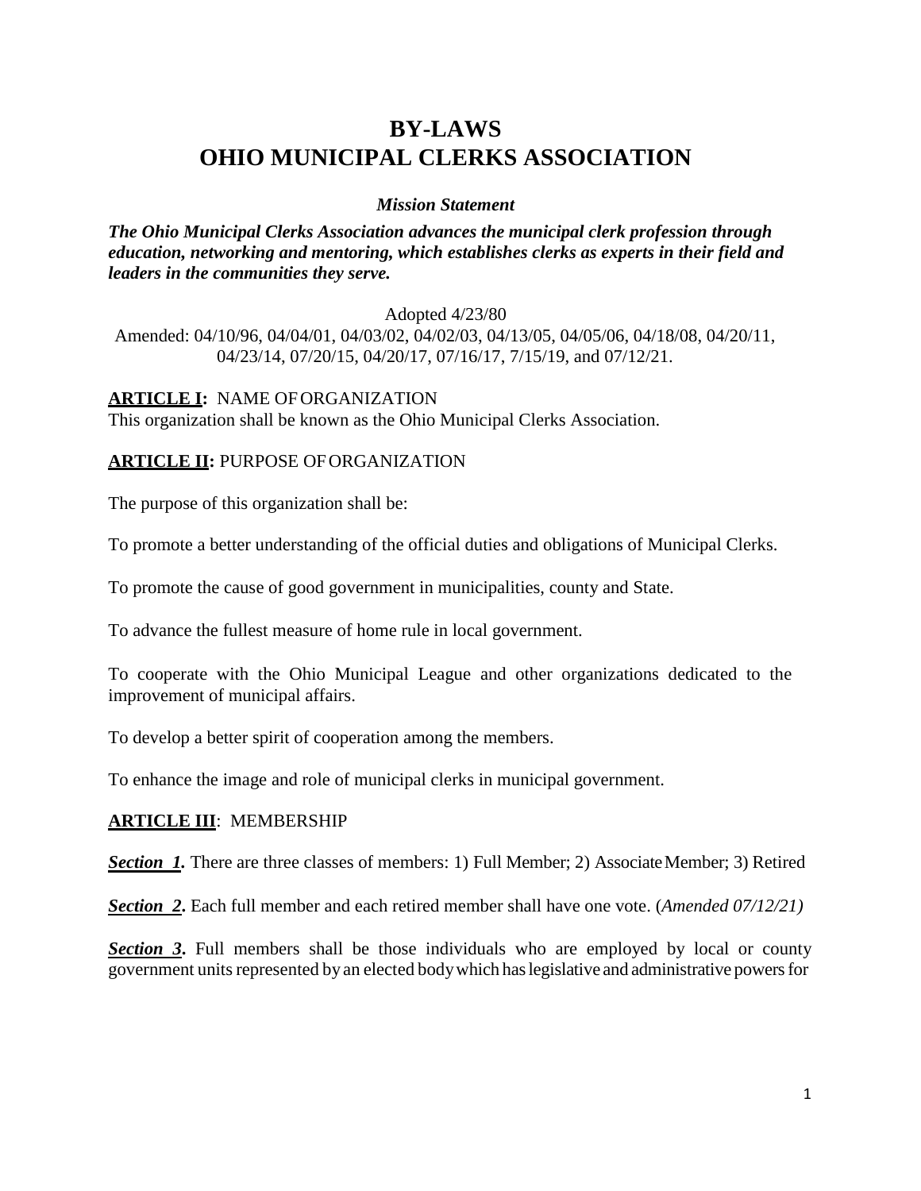# BY-LAWS
# OHIO MUNICIPAL CLERKS ASSOCIATION

***Mission Statement***

***The Ohio Municipal Clerks Association advances the municipal clerk profession through education, networking and mentoring, which establishes clerks as experts in their field and leaders in the communities they serve.***

Adopted 4/23/80

Amended: 04/10/96, 04/04/01, 04/03/02, 04/02/03, 04/13/05, 04/05/06, 04/18/08, 04/20/11, 04/23/14, 07/20/15, 04/20/17, 07/16/17, 7/15/19, and 07/12/21.

**ARTICLE I:** NAME OF ORGANIZATION

This organization shall be known as the Ohio Municipal Clerks Association.

**ARTICLE II:** PURPOSE OF ORGANIZATION

The purpose of this organization shall be:

To promote a better understanding of the official duties and obligations of Municipal Clerks.

To promote the cause of good government in municipalities, county and State.

To advance the fullest measure of home rule in local government.

To cooperate with the Ohio Municipal League and other organizations dedicated to the improvement of municipal affairs.

To develop a better spirit of cooperation among the members.

To enhance the image and role of municipal clerks in municipal government.

**ARTICLE III**: MEMBERSHIP

***Section 1.*** There are three classes of members: 1) Full Member; 2) Associate Member; 3) Retired

***Section 2*.** Each full member and each retired member shall have one vote. (*Amended 07/12/21)*

***Section 3*.** Full members shall be those individuals who are employed by local or county government units represented by an elected body which has legislative and administrative powers for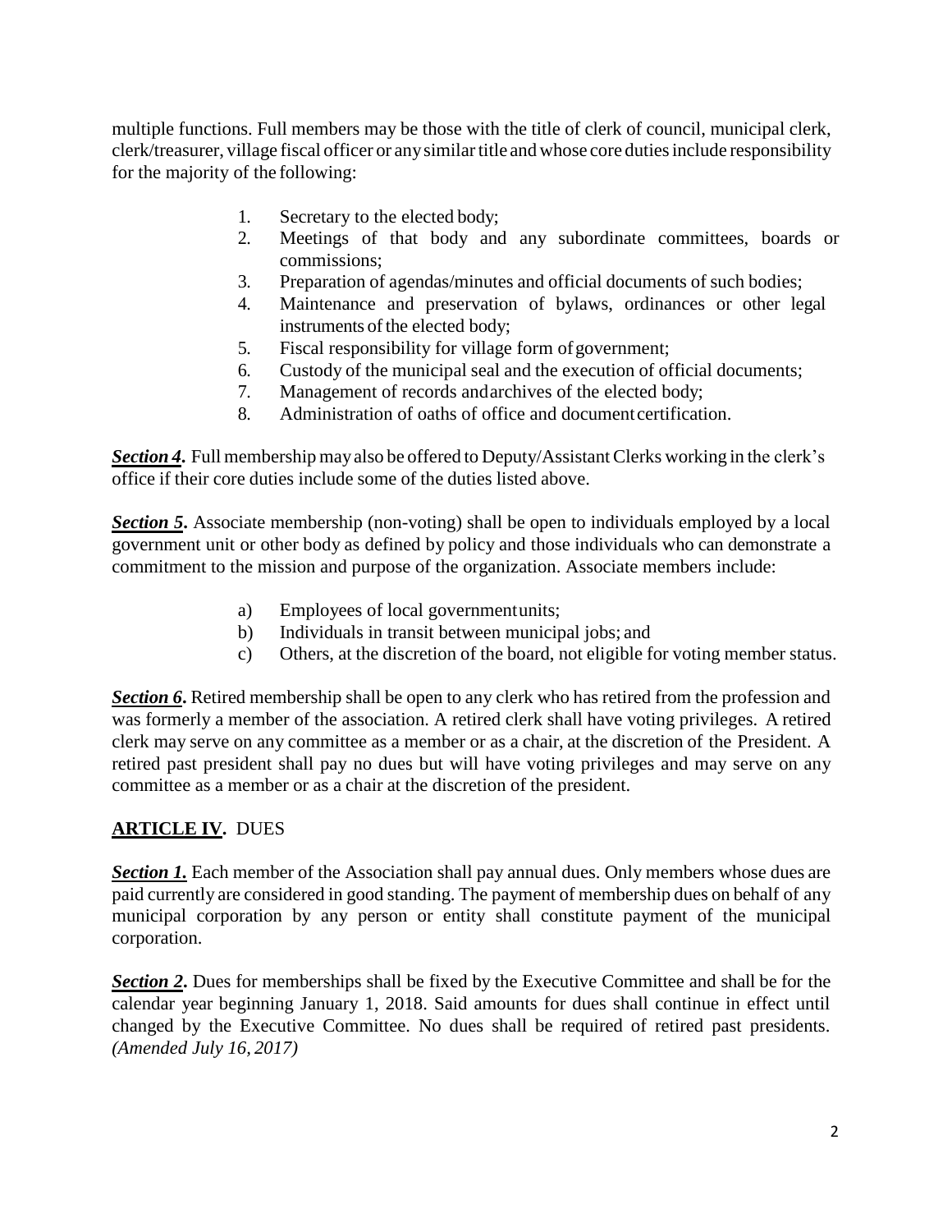multiple functions. Full members may be those with the title of clerk of council, municipal clerk, clerk/treasurer, village fiscal officer or any similar title and whose core duties include responsibility for the majority of the following:

1. Secretary to the elected body;
2. Meetings of that body and any subordinate committees, boards or commissions;
3. Preparation of agendas/minutes and official documents of such bodies;
4. Maintenance and preservation of bylaws, ordinances or other legal instruments of the elected body;
5. Fiscal responsibility for village form of government;
6. Custody of the municipal seal and the execution of official documents;
7. Management of records and archives of the elected body;
8. Administration of oaths of office and document certification.

***Section 4*.** Full membership may also be offered to Deputy/Assistant Clerks working in the clerk's office if their core duties include some of the duties listed above.

***Section 5*.** Associate membership (non-voting) shall be open to individuals employed by a local government unit or other body as defined by policy and those individuals who can demonstrate a commitment to the mission and purpose of the organization. Associate members include:

a) Employees of local government units;
b) Individuals in transit between municipal jobs; and
c) Others, at the discretion of the board, not eligible for voting member status.

***Section 6*.** Retired membership shall be open to any clerk who has retired from the profession and was formerly a member of the association. A retired clerk shall have voting privileges. A retired clerk may serve on any committee as a member or as a chair, at the discretion of the President. A retired past president shall pay no dues but will have voting privileges and may serve on any committee as a member or as a chair at the discretion of the president.

## **ARTICLE IV.** DUES

***Section 1.*** Each member of the Association shall pay annual dues. Only members whose dues are paid currently are considered in good standing. The payment of membership dues on behalf of any municipal corporation by any person or entity shall constitute payment of the municipal corporation.

***Section 2*.** Dues for memberships shall be fixed by the Executive Committee and shall be for the calendar year beginning January 1, 2018. Said amounts for dues shall continue in effect until changed by the Executive Committee. No dues shall be required of retired past presidents. *(Amended July 16, 2017)*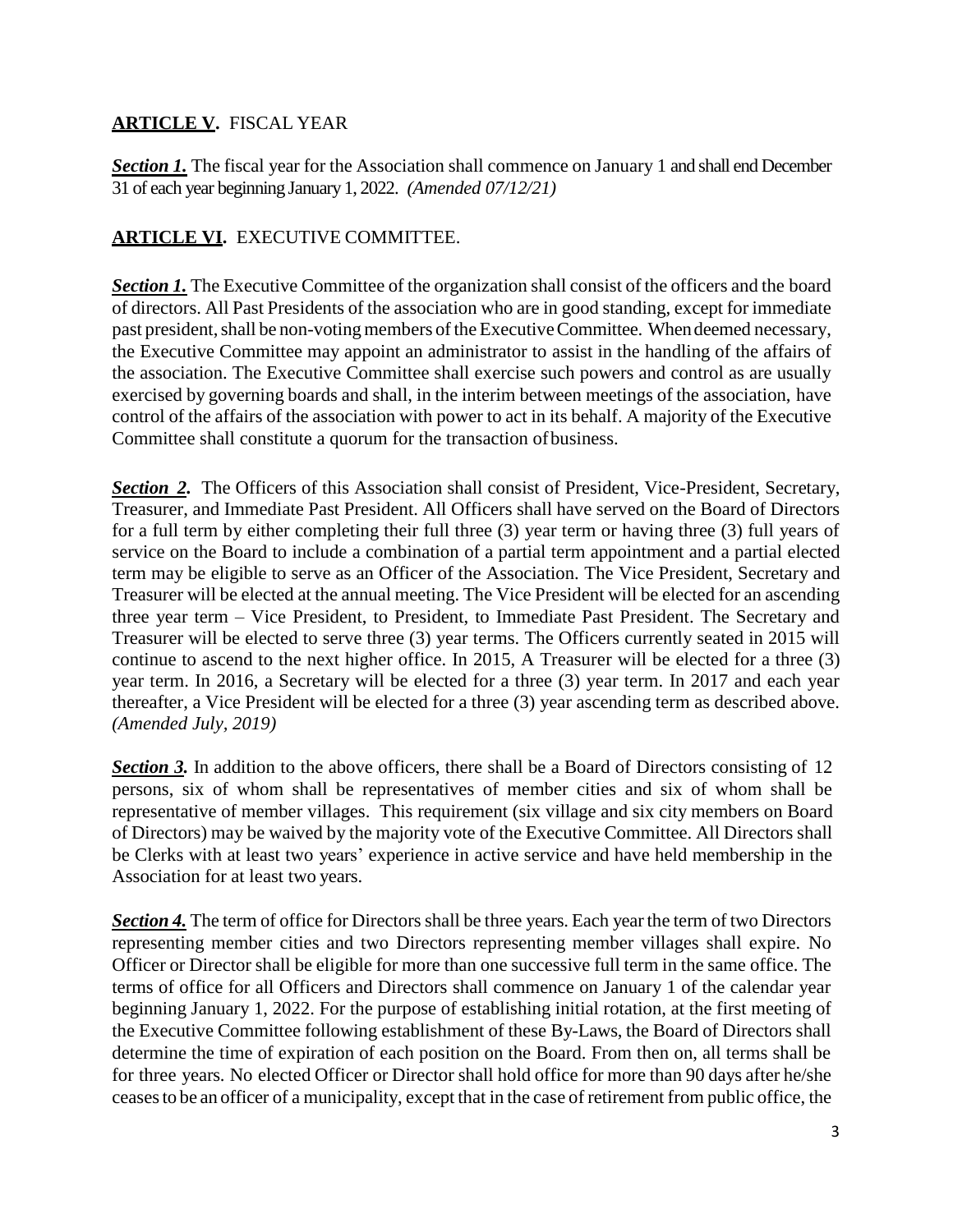**ARTICLE V.** FISCAL YEAR

***Section 1.*** The fiscal year for the Association shall commence on January 1 and shall end December 31 of each year beginning January 1, 2022. *(Amended 07/12/21)*

**ARTICLE VI.** EXECUTIVE COMMITTEE.

***Section 1.*** The Executive Committee of the organization shall consist of the officers and the board of directors. All Past Presidents of the association who are in good standing, except for immediate past president, shall be non-voting members of the Executive Committee. When deemed necessary, the Executive Committee may appoint an administrator to assist in the handling of the affairs of the association. The Executive Committee shall exercise such powers and control as are usually exercised by governing boards and shall, in the interim between meetings of the association, have control of the affairs of the association with power to act in its behalf. A majority of the Executive Committee shall constitute a quorum for the transaction of business.

***Section 2.*** The Officers of this Association shall consist of President, Vice-President, Secretary, Treasurer, and Immediate Past President. All Officers shall have served on the Board of Directors for a full term by either completing their full three (3) year term or having three (3) full years of service on the Board to include a combination of a partial term appointment and a partial elected term may be eligible to serve as an Officer of the Association. The Vice President, Secretary and Treasurer will be elected at the annual meeting. The Vice President will be elected for an ascending three year term – Vice President, to President, to Immediate Past President. The Secretary and Treasurer will be elected to serve three (3) year terms. The Officers currently seated in 2015 will continue to ascend to the next higher office. In 2015, A Treasurer will be elected for a three (3) year term. In 2016, a Secretary will be elected for a three (3) year term. In 2017 and each year thereafter, a Vice President will be elected for a three (3) year ascending term as described above. *(Amended July, 2019)*

***Section 3.*** In addition to the above officers, there shall be a Board of Directors consisting of 12 persons, six of whom shall be representatives of member cities and six of whom shall be representative of member villages. This requirement (six village and six city members on Board of Directors) may be waived by the majority vote of the Executive Committee. All Directors shall be Clerks with at least two years' experience in active service and have held membership in the Association for at least two years.

***Section 4.*** The term of office for Directors shall be three years. Each year the term of two Directors representing member cities and two Directors representing member villages shall expire. No Officer or Director shall be eligible for more than one successive full term in the same office. The terms of office for all Officers and Directors shall commence on January 1 of the calendar year beginning January 1, 2022. For the purpose of establishing initial rotation, at the first meeting of the Executive Committee following establishment of these By-Laws, the Board of Directors shall determine the time of expiration of each position on the Board. From then on, all terms shall be for three years. No elected Officer or Director shall hold office for more than 90 days after he/she ceases to be an officer of a municipality, except that in the case of retirement from public office, the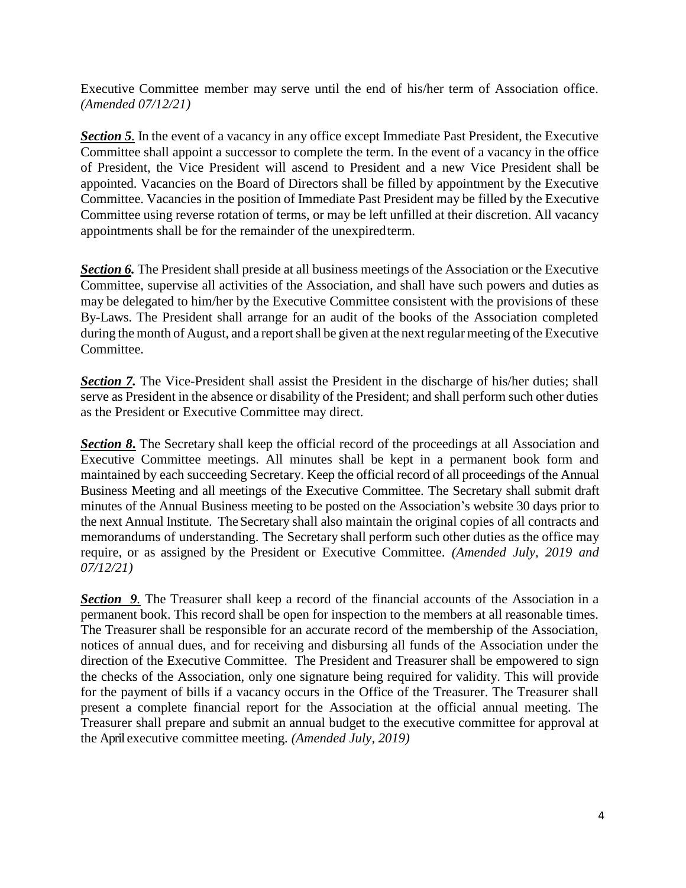Executive Committee member may serve until the end of his/her term of Association office. *(Amended 07/12/21)*

***Section 5***. In the event of a vacancy in any office except Immediate Past President, the Executive Committee shall appoint a successor to complete the term. In the event of a vacancy in the office of President, the Vice President will ascend to President and a new Vice President shall be appointed. Vacancies on the Board of Directors shall be filled by appointment by the Executive Committee. Vacancies in the position of Immediate Past President may be filled by the Executive Committee using reverse rotation of terms, or may be left unfilled at their discretion. All vacancy appointments shall be for the remainder of the unexpired term.

***Section 6.*** The President shall preside at all business meetings of the Association or the Executive Committee, supervise all activities of the Association, and shall have such powers and duties as may be delegated to him/her by the Executive Committee consistent with the provisions of these By-Laws. The President shall arrange for an audit of the books of the Association completed during the month of August, and a report shall be given at the next regular meeting of the Executive Committee.

***Section 7.*** The Vice-President shall assist the President in the discharge of his/her duties; shall serve as President in the absence or disability of the President; and shall perform such other duties as the President or Executive Committee may direct.

***Section 8.*** The Secretary shall keep the official record of the proceedings at all Association and Executive Committee meetings. All minutes shall be kept in a permanent book form and maintained by each succeeding Secretary. Keep the official record of all proceedings of the Annual Business Meeting and all meetings of the Executive Committee. The Secretary shall submit draft minutes of the Annual Business meeting to be posted on the Association's website 30 days prior to the next Annual Institute. The Secretary shall also maintain the original copies of all contracts and memorandums of understanding. The Secretary shall perform such other duties as the office may require, or as assigned by the President or Executive Committee. *(Amended July, 2019 and 07/12/21)*

***Section 9***. The Treasurer shall keep a record of the financial accounts of the Association in a permanent book. This record shall be open for inspection to the members at all reasonable times. The Treasurer shall be responsible for an accurate record of the membership of the Association, notices of annual dues, and for receiving and disbursing all funds of the Association under the direction of the Executive Committee. The President and Treasurer shall be empowered to sign the checks of the Association, only one signature being required for validity. This will provide for the payment of bills if a vacancy occurs in the Office of the Treasurer. The Treasurer shall present a complete financial report for the Association at the official annual meeting. The Treasurer shall prepare and submit an annual budget to the executive committee for approval at the April executive committee meeting. *(Amended July, 2019)*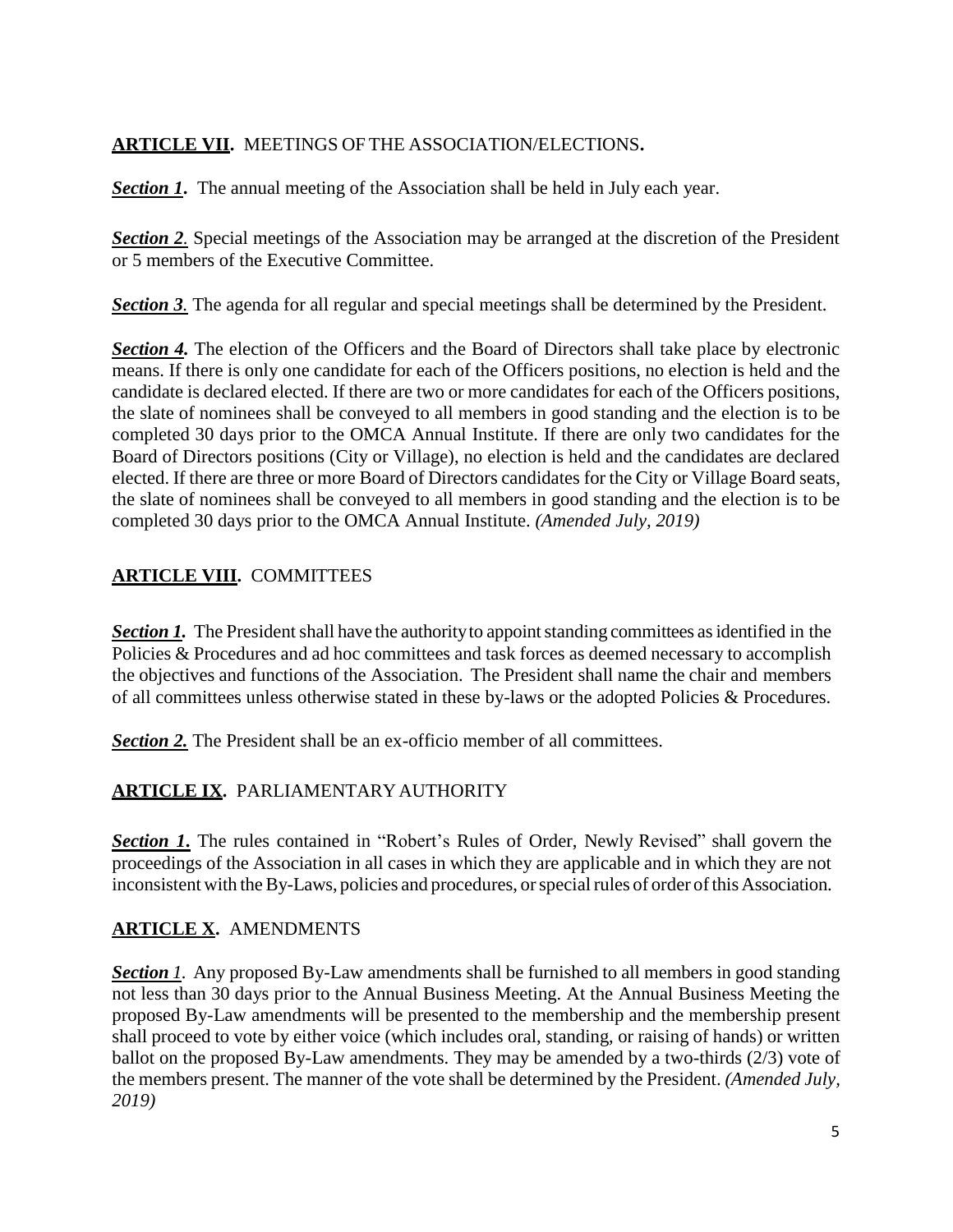**ARTICLE VII.** MEETINGS OF THE ASSOCIATION/ELECTIONS**.**

***Section 1*.** The annual meeting of the Association shall be held in July each year.

***Section 2**.* Special meetings of the Association may be arranged at the discretion of the President or 5 members of the Executive Committee.

***Section 3**.* The agenda for all regular and special meetings shall be determined by the President.

***Section 4.*** The election of the Officers and the Board of Directors shall take place by electronic means. If there is only one candidate for each of the Officers positions, no election is held and the candidate is declared elected. If there are two or more candidates for each of the Officers positions, the slate of nominees shall be conveyed to all members in good standing and the election is to be completed 30 days prior to the OMCA Annual Institute. If there are only two candidates for the Board of Directors positions (City or Village), no election is held and the candidates are declared elected. If there are three or more Board of Directors candidates for the City or Village Board seats, the slate of nominees shall be conveyed to all members in good standing and the election is to be completed 30 days prior to the OMCA Annual Institute. *(Amended July, 2019)*

**ARTICLE VIII.** COMMITTEES

***Section 1.*** The President shall have the authority to appoint standing committees as identified in the Policies & Procedures and ad hoc committees and task forces as deemed necessary to accomplish the objectives and functions of the Association. The President shall name the chair and members of all committees unless otherwise stated in these by-laws or the adopted Policies & Procedures.

***Section 2.*** The President shall be an ex-officio member of all committees.

**ARTICLE IX.** PARLIAMENTARY AUTHORITY

***Section 1*.** The rules contained in "Robert's Rules of Order, Newly Revised" shall govern the proceedings of the Association in all cases in which they are applicable and in which they are not inconsistent with the By-Laws, policies and procedures, or special rules of order of this Association.

**ARTICLE X.** AMENDMENTS

***Section 1**.* Any proposed By-Law amendments shall be furnished to all members in good standing not less than 30 days prior to the Annual Business Meeting. At the Annual Business Meeting the proposed By-Law amendments will be presented to the membership and the membership present shall proceed to vote by either voice (which includes oral, standing, or raising of hands) or written ballot on the proposed By-Law amendments. They may be amended by a two-thirds (2/3) vote of the members present. The manner of the vote shall be determined by the President. *(Amended July, 2019)*